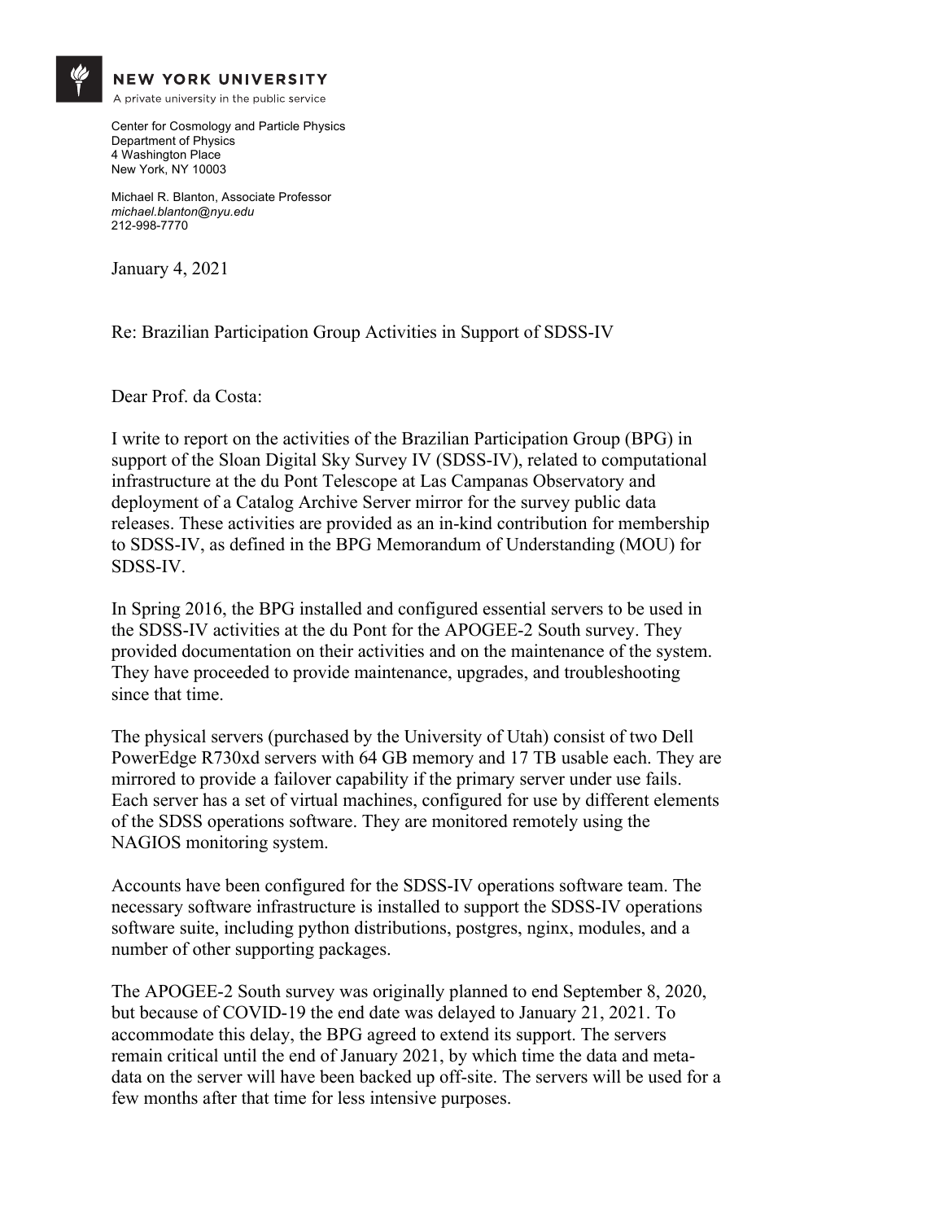**NEW YORK UNIVERSITY**
A private university in the public service

Center for Cosmology and Particle Physics
Department of Physics
4 Washington Place
New York, NY 10003

Michael R. Blanton, Associate Professor
*michael.blanton@nyu.edu*
212-998-7770

January 4, 2021

Re: Brazilian Participation Group Activities in Support of SDSS-IV

Dear Prof. da Costa:

I write to report on the activities of the Brazilian Participation Group (BPG) in support of the Sloan Digital Sky Survey IV (SDSS-IV), related to computational infrastructure at the du Pont Telescope at Las Campanas Observatory and deployment of a Catalog Archive Server mirror for the survey public data releases. These activities are provided as an in-kind contribution for membership to SDSS-IV, as defined in the BPG Memorandum of Understanding (MOU) for SDSS-IV.

In Spring 2016, the BPG installed and configured essential servers to be used in the SDSS-IV activities at the du Pont for the APOGEE-2 South survey. They provided documentation on their activities and on the maintenance of the system. They have proceeded to provide maintenance, upgrades, and troubleshooting since that time.

The physical servers (purchased by the University of Utah) consist of two Dell PowerEdge R730xd servers with 64 GB memory and 17 TB usable each. They are mirrored to provide a failover capability if the primary server under use fails. Each server has a set of virtual machines, configured for use by different elements of the SDSS operations software. They are monitored remotely using the NAGIOS monitoring system.

Accounts have been configured for the SDSS-IV operations software team. The necessary software infrastructure is installed to support the SDSS-IV operations software suite, including python distributions, postgres, nginx, modules, and a number of other supporting packages.

The APOGEE-2 South survey was originally planned to end September 8, 2020, but because of COVID-19 the end date was delayed to January 21, 2021. To accommodate this delay, the BPG agreed to extend its support. The servers remain critical until the end of January 2021, by which time the data and meta-data on the server will have been backed up off-site. The servers will be used for a few months after that time for less intensive purposes.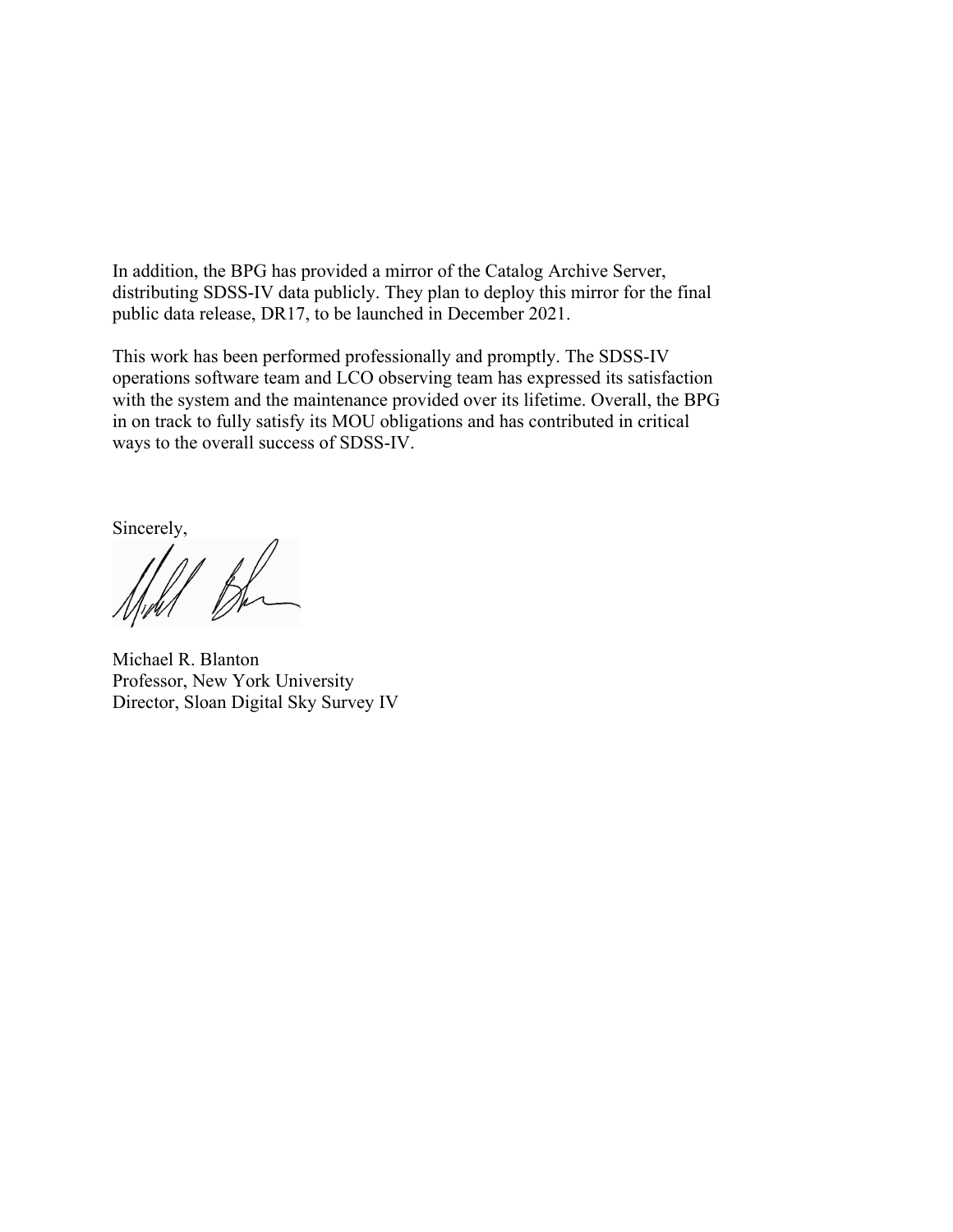In addition, the BPG has provided a mirror of the Catalog Archive Server, distributing SDSS-IV data publicly. They plan to deploy this mirror for the final public data release, DR17, to be launched in December 2021.

This work has been performed professionally and promptly. The SDSS-IV operations software team and LCO observing team has expressed its satisfaction with the system and the maintenance provided over its lifetime. Overall, the BPG in on track to fully satisfy its MOU obligations and has contributed in critical ways to the overall success of SDSS-IV.

Sincerely,

Michael R. Blanton
Professor, New York University
Director, Sloan Digital Sky Survey IV